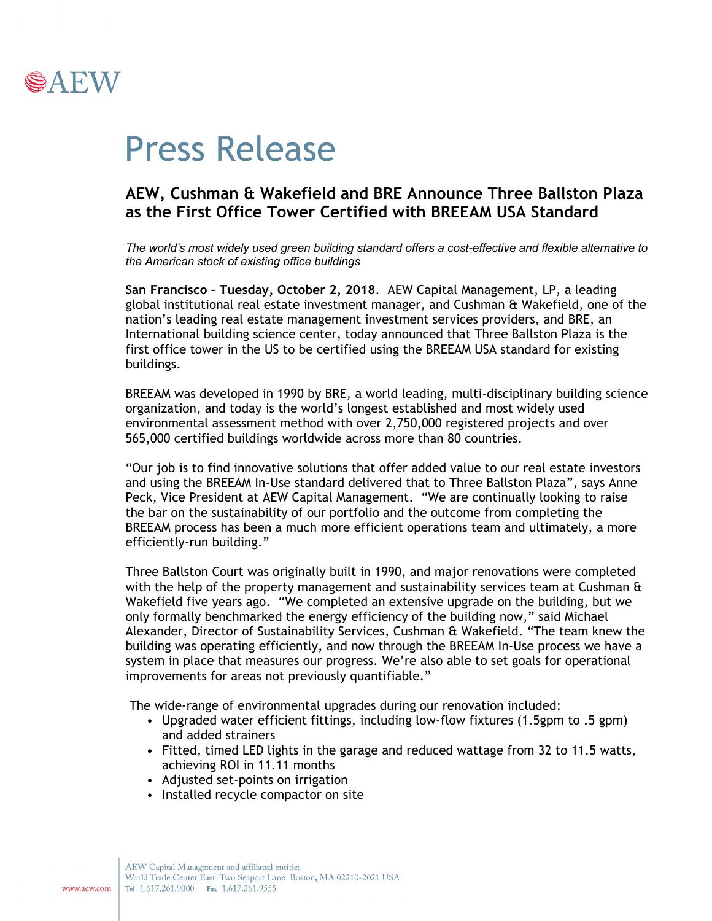AEW

# Press Release

## AEW, Cushman & Wakefield and BRE Announce Three Ballston Plaza as the First Office Tower Certified with BREEAM USA Standard

*The world's most widely used green building standard offers a cost-effective and flexible alternative to the American stock of existing office buildings*

**San Francisco – Tuesday, October 2, 2018**. AEW Capital Management, LP, a leading global institutional real estate investment manager, and Cushman & Wakefield, one of the nation's leading real estate management investment services providers, and BRE, an International building science center, today announced that Three Ballston Plaza is the first office tower in the US to be certified using the BREEAM USA standard for existing buildings.

BREEAM was developed in 1990 by BRE, a world leading, multi-disciplinary building science organization, and today is the world's longest established and most widely used environmental assessment method with over 2,750,000 registered projects and over 565,000 certified buildings worldwide across more than 80 countries.

"Our job is to find innovative solutions that offer added value to our real estate investors and using the BREEAM In-Use standard delivered that to Three Ballston Plaza", says Anne Peck, Vice President at AEW Capital Management. "We are continually looking to raise the bar on the sustainability of our portfolio and the outcome from completing the BREEAM process has been a much more efficient operations team and ultimately, a more efficiently-run building."

Three Ballston Court was originally built in 1990, and major renovations were completed with the help of the property management and sustainability services team at Cushman & Wakefield five years ago. "We completed an extensive upgrade on the building, but we only formally benchmarked the energy efficiency of the building now," said Michael Alexander, Director of Sustainability Services, Cushman & Wakefield. "The team knew the building was operating efficiently, and now through the BREEAM In-Use process we have a system in place that measures our progress. We're also able to set goals for operational improvements for areas not previously quantifiable."

The wide-range of environmental upgrades during our renovation included:

- Upgraded water efficient fittings, including low-flow fixtures (1.5gpm to .5 gpm) and added strainers
- Fitted, timed LED lights in the garage and reduced wattage from 32 to 11.5 watts, achieving ROI in 11.11 months
- Adjusted set-points on irrigation
- Installed recycle compactor on site

www.aew.com

AEW Capital Management and affiliated entities
World Trade Center East Two Seaport Lane Boston, MA 02210-2021 USA
Tel 1.617.261.9000 Fax 1.617.261.9555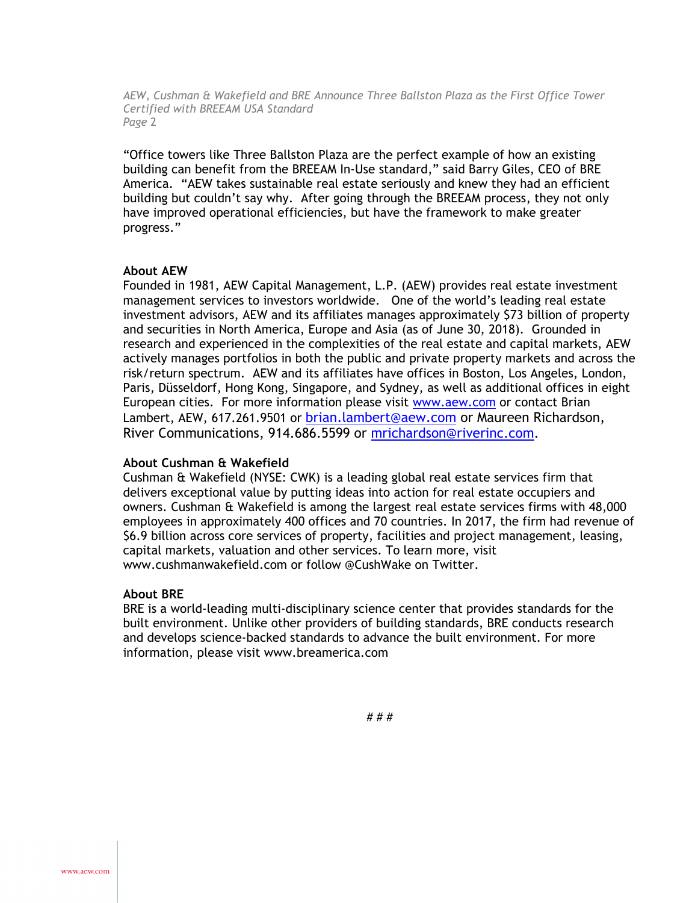"Office towers like Three Ballston Plaza are the perfect example of how an existing building can benefit from the BREEAM In-Use standard," said Barry Giles, CEO of BRE America. "AEW takes sustainable real estate seriously and knew they had an efficient building but couldn't say why. After going through the BREEAM process, they not only have improved operational efficiencies, but have the framework to make greater progress."

**About AEW**

Founded in 1981, AEW Capital Management, L.P. (AEW) provides real estate investment management services to investors worldwide. One of the world's leading real estate investment advisors, AEW and its affiliates manages approximately $73 billion of property and securities in North America, Europe and Asia (as of June 30, 2018). Grounded in research and experienced in the complexities of the real estate and capital markets, AEW actively manages portfolios in both the public and private property markets and across the risk/return spectrum. AEW and its affiliates have offices in Boston, Los Angeles, London, Paris, Düsseldorf, Hong Kong, Singapore, and Sydney, as well as additional offices in eight European cities. For more information please visit www.aew.com or contact Brian Lambert, AEW, 617.261.9501 or brian.lambert@aew.com or Maureen Richardson, River Communications, 914.686.5599 or mrichardson@riverinc.com.

**About Cushman & Wakefield**

Cushman & Wakefield (NYSE: CWK) is a leading global real estate services firm that delivers exceptional value by putting ideas into action for real estate occupiers and owners. Cushman & Wakefield is among the largest real estate services firms with 48,000 employees in approximately 400 offices and 70 countries. In 2017, the firm had revenue of $6.9 billion across core services of property, facilities and project management, leasing, capital markets, valuation and other services. To learn more, visit www.cushmanwakefield.com or follow @CushWake on Twitter.

**About BRE**

BRE is a world-leading multi-disciplinary science center that provides standards for the built environment. Unlike other providers of building standards, BRE conducts research and develops science-backed standards to advance the built environment. For more information, please visit www.breamerica.com

# # #